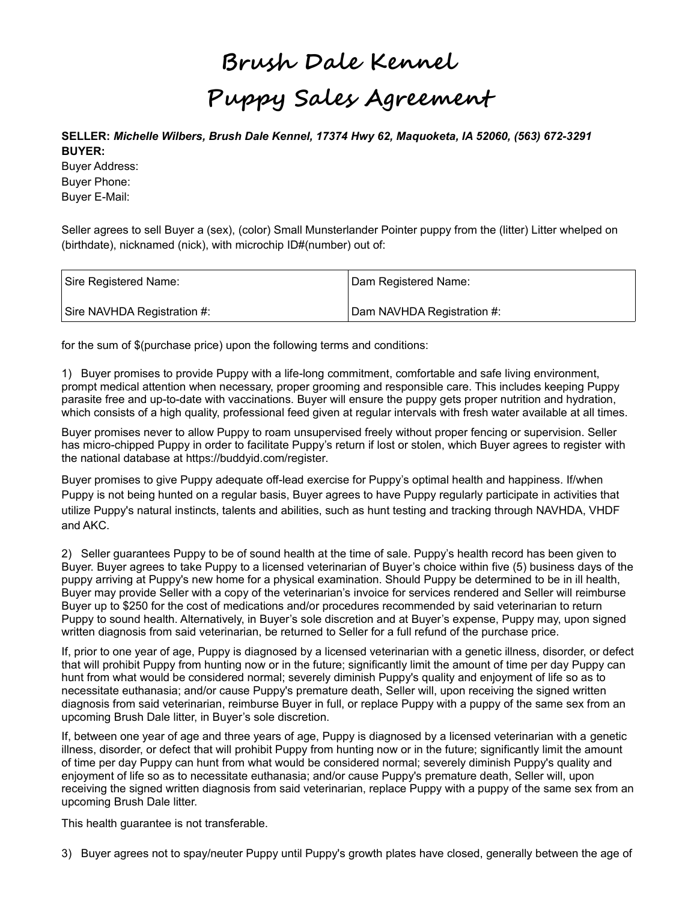# Brush Dale Kennel
# Puppy Sales Agreement

**SELLER:** ***Michelle Wilbers, Brush Dale Kennel, 17374 Hwy 62, Maquoketa, IA 52060, (563) 672-3291***
**BUYER:**
Buyer Address:
Buyer Phone:
Buyer E-Mail:

Seller agrees to sell Buyer a (sex), (color) Small Munsterlander Pointer puppy from the (litter) Litter whelped on (birthdate), nicknamed (nick), with microchip ID#(number) out of:

| Sire Registered Name: | Dam Registered Name: |
|---|---|
| Sire NAVHDA Registration #: | Dam NAVHDA Registration #: |

for the sum of $(purchase price) upon the following terms and conditions:

1) Buyer promises to provide Puppy with a life-long commitment, comfortable and safe living environment, prompt medical attention when necessary, proper grooming and responsible care. This includes keeping Puppy parasite free and up-to-date with vaccinations. Buyer will ensure the puppy gets proper nutrition and hydration, which consists of a high quality, professional feed given at regular intervals with fresh water available at all times.

Buyer promises never to allow Puppy to roam unsupervised freely without proper fencing or supervision. Seller has micro-chipped Puppy in order to facilitate Puppy's return if lost or stolen, which Buyer agrees to register with the national database at https://buddyid.com/register.

Buyer promises to give Puppy adequate off-lead exercise for Puppy's optimal health and happiness. If/when Puppy is not being hunted on a regular basis, Buyer agrees to have Puppy regularly participate in activities that utilize Puppy's natural instincts, talents and abilities, such as hunt testing and tracking through NAVHDA, VHDF and AKC.

2) Seller guarantees Puppy to be of sound health at the time of sale. Puppy's health record has been given to Buyer. Buyer agrees to take Puppy to a licensed veterinarian of Buyer's choice within five (5) business days of the puppy arriving at Puppy's new home for a physical examination. Should Puppy be determined to be in ill health, Buyer may provide Seller with a copy of the veterinarian's invoice for services rendered and Seller will reimburse Buyer up to $250 for the cost of medications and/or procedures recommended by said veterinarian to return Puppy to sound health. Alternatively, in Buyer's sole discretion and at Buyer's expense, Puppy may, upon signed written diagnosis from said veterinarian, be returned to Seller for a full refund of the purchase price.

If, prior to one year of age, Puppy is diagnosed by a licensed veterinarian with a genetic illness, disorder, or defect that will prohibit Puppy from hunting now or in the future; significantly limit the amount of time per day Puppy can hunt from what would be considered normal; severely diminish Puppy's quality and enjoyment of life so as to necessitate euthanasia; and/or cause Puppy's premature death, Seller will, upon receiving the signed written diagnosis from said veterinarian, reimburse Buyer in full, or replace Puppy with a puppy of the same sex from an upcoming Brush Dale litter, in Buyer's sole discretion.

If, between one year of age and three years of age, Puppy is diagnosed by a licensed veterinarian with a genetic illness, disorder, or defect that will prohibit Puppy from hunting now or in the future; significantly limit the amount of time per day Puppy can hunt from what would be considered normal; severely diminish Puppy's quality and enjoyment of life so as to necessitate euthanasia; and/or cause Puppy's premature death, Seller will, upon receiving the signed written diagnosis from said veterinarian, replace Puppy with a puppy of the same sex from an upcoming Brush Dale litter.

This health guarantee is not transferable.

3) Buyer agrees not to spay/neuter Puppy until Puppy's growth plates have closed, generally between the age of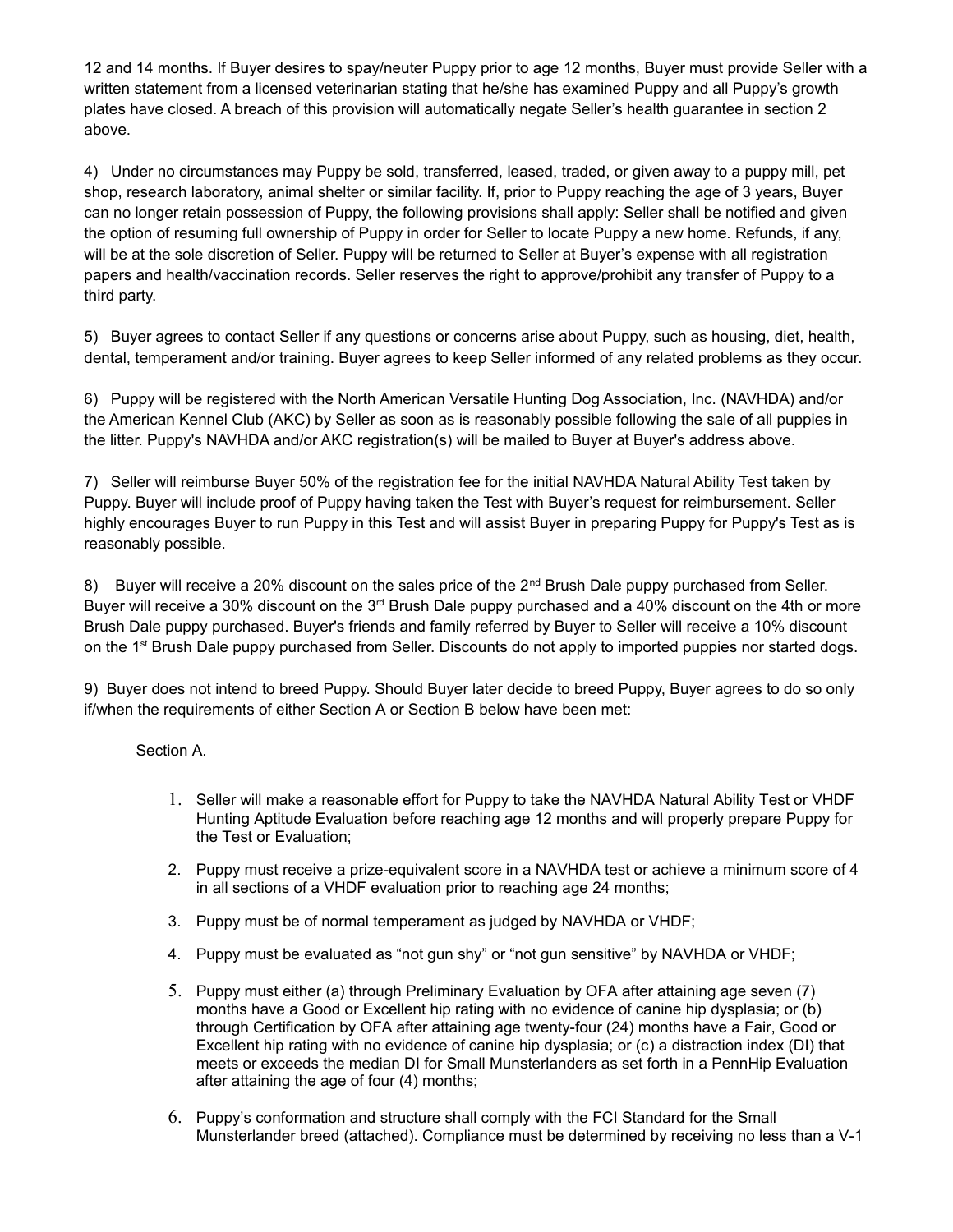12 and 14 months. If Buyer desires to spay/neuter Puppy prior to age 12 months, Buyer must provide Seller with a written statement from a licensed veterinarian stating that he/she has examined Puppy and all Puppy's growth plates have closed. A breach of this provision will automatically negate Seller's health guarantee in section 2 above.

4) Under no circumstances may Puppy be sold, transferred, leased, traded, or given away to a puppy mill, pet shop, research laboratory, animal shelter or similar facility. If, prior to Puppy reaching the age of 3 years, Buyer can no longer retain possession of Puppy, the following provisions shall apply: Seller shall be notified and given the option of resuming full ownership of Puppy in order for Seller to locate Puppy a new home. Refunds, if any, will be at the sole discretion of Seller. Puppy will be returned to Seller at Buyer's expense with all registration papers and health/vaccination records. Seller reserves the right to approve/prohibit any transfer of Puppy to a third party.

5) Buyer agrees to contact Seller if any questions or concerns arise about Puppy, such as housing, diet, health, dental, temperament and/or training. Buyer agrees to keep Seller informed of any related problems as they occur.

6) Puppy will be registered with the North American Versatile Hunting Dog Association, Inc. (NAVHDA) and/or the American Kennel Club (AKC) by Seller as soon as is reasonably possible following the sale of all puppies in the litter. Puppy's NAVHDA and/or AKC registration(s) will be mailed to Buyer at Buyer's address above.

7) Seller will reimburse Buyer 50% of the registration fee for the initial NAVHDA Natural Ability Test taken by Puppy. Buyer will include proof of Puppy having taken the Test with Buyer's request for reimbursement. Seller highly encourages Buyer to run Puppy in this Test and will assist Buyer in preparing Puppy for Puppy's Test as is reasonably possible.

8) Buyer will receive a 20% discount on the sales price of the 2nd Brush Dale puppy purchased from Seller. Buyer will receive a 30% discount on the 3rd Brush Dale puppy purchased and a 40% discount on the 4th or more Brush Dale puppy purchased. Buyer's friends and family referred by Buyer to Seller will receive a 10% discount on the 1st Brush Dale puppy purchased from Seller. Discounts do not apply to imported puppies nor started dogs.

9) Buyer does not intend to breed Puppy. Should Buyer later decide to breed Puppy, Buyer agrees to do so only if/when the requirements of either Section A or Section B below have been met:

Section A.

1. Seller will make a reasonable effort for Puppy to take the NAVHDA Natural Ability Test or VHDF Hunting Aptitude Evaluation before reaching age 12 months and will properly prepare Puppy for the Test or Evaluation;
2. Puppy must receive a prize-equivalent score in a NAVHDA test or achieve a minimum score of 4 in all sections of a VHDF evaluation prior to reaching age 24 months;
3. Puppy must be of normal temperament as judged by NAVHDA or VHDF;
4. Puppy must be evaluated as "not gun shy" or "not gun sensitive" by NAVHDA or VHDF;
5. Puppy must either (a) through Preliminary Evaluation by OFA after attaining age seven (7) months have a Good or Excellent hip rating with no evidence of canine hip dysplasia; or (b) through Certification by OFA after attaining age twenty-four (24) months have a Fair, Good or Excellent hip rating with no evidence of canine hip dysplasia; or (c) a distraction index (DI) that meets or exceeds the median DI for Small Munsterlanders as set forth in a PennHip Evaluation after attaining the age of four (4) months;
6. Puppy's conformation and structure shall comply with the FCI Standard for the Small Munsterlander breed (attached). Compliance must be determined by receiving no less than a V-1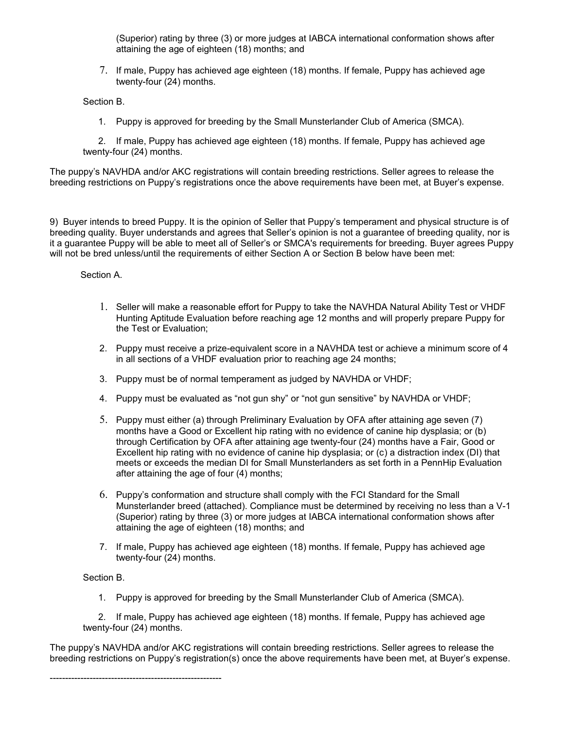(Superior) rating by three (3) or more judges at IABCA international conformation shows after attaining the age of eighteen (18) months; and

7. If male, Puppy has achieved age eighteen (18) months. If female, Puppy has achieved age twenty-four (24) months.

Section B.

1. Puppy is approved for breeding by the Small Munsterlander Club of America (SMCA).
2. If male, Puppy has achieved age eighteen (18) months. If female, Puppy has achieved age twenty-four (24) months.

The puppy's NAVHDA and/or AKC registrations will contain breeding restrictions. Seller agrees to release the breeding restrictions on Puppy's registrations once the above requirements have been met, at Buyer's expense.

9) Buyer intends to breed Puppy. It is the opinion of Seller that Puppy's temperament and physical structure is of breeding quality. Buyer understands and agrees that Seller's opinion is not a guarantee of breeding quality, nor is it a guarantee Puppy will be able to meet all of Seller's or SMCA's requirements for breeding. Buyer agrees Puppy will not be bred unless/until the requirements of either Section A or Section B below have been met:

Section A.

1. Seller will make a reasonable effort for Puppy to take the NAVHDA Natural Ability Test or VHDF Hunting Aptitude Evaluation before reaching age 12 months and will properly prepare Puppy for the Test or Evaluation;
2. Puppy must receive a prize-equivalent score in a NAVHDA test or achieve a minimum score of 4 in all sections of a VHDF evaluation prior to reaching age 24 months;
3. Puppy must be of normal temperament as judged by NAVHDA or VHDF;
4. Puppy must be evaluated as "not gun shy" or "not gun sensitive" by NAVHDA or VHDF;
5. Puppy must either (a) through Preliminary Evaluation by OFA after attaining age seven (7) months have a Good or Excellent hip rating with no evidence of canine hip dysplasia; or (b) through Certification by OFA after attaining age twenty-four (24) months have a Fair, Good or Excellent hip rating with no evidence of canine hip dysplasia; or (c) a distraction index (DI) that meets or exceeds the median DI for Small Munsterlanders as set forth in a PennHip Evaluation after attaining the age of four (4) months;
6. Puppy's conformation and structure shall comply with the FCI Standard for the Small Munsterlander breed (attached). Compliance must be determined by receiving no less than a V-1 (Superior) rating by three (3) or more judges at IABCA international conformation shows after attaining the age of eighteen (18) months; and
7. If male, Puppy has achieved age eighteen (18) months. If female, Puppy has achieved age twenty-four (24) months.

Section B.

1. Puppy is approved for breeding by the Small Munsterlander Club of America (SMCA).
2. If male, Puppy has achieved age eighteen (18) months. If female, Puppy has achieved age twenty-four (24) months.

The puppy's NAVHDA and/or AKC registrations will contain breeding restrictions. Seller agrees to release the breeding restrictions on Puppy's registration(s) once the above requirements have been met, at Buyer's expense.

--------------------------------------------------------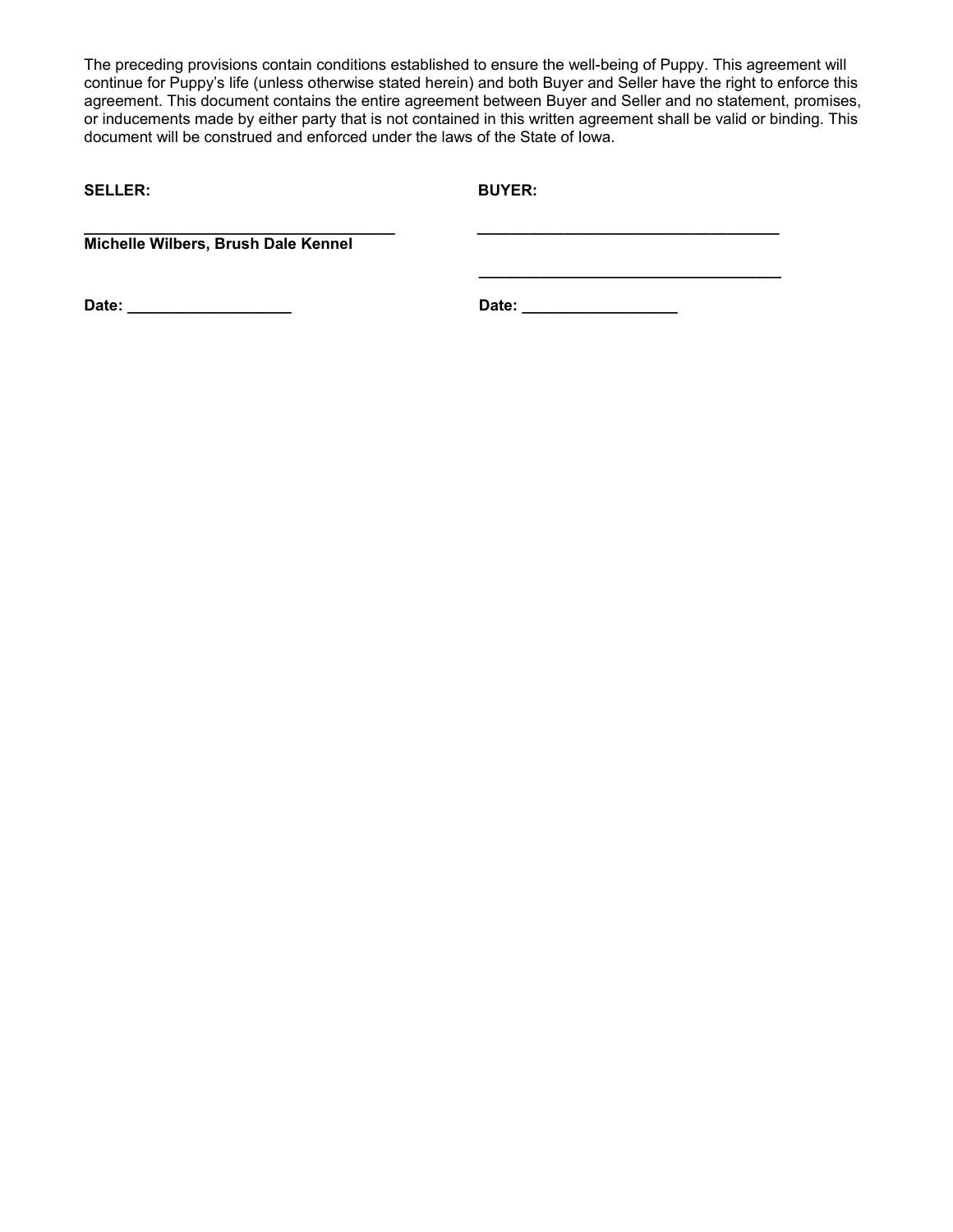The preceding provisions contain conditions established to ensure the well-being of Puppy. This agreement will continue for Puppy's life (unless otherwise stated herein) and both Buyer and Seller have the right to enforce this agreement. This document contains the entire agreement between Buyer and Seller and no statement, promises, or inducements made by either party that is not contained in this written agreement shall be valid or binding. This document will be construed and enforced under the laws of the State of Iowa.

**SELLER:**

**____________________________________**
**Michelle Wilbers, Brush Dale Kennel**

**Date: ___________________**

**BUYER:**

**___________________________________**

**___________________________________**

**Date: __________________**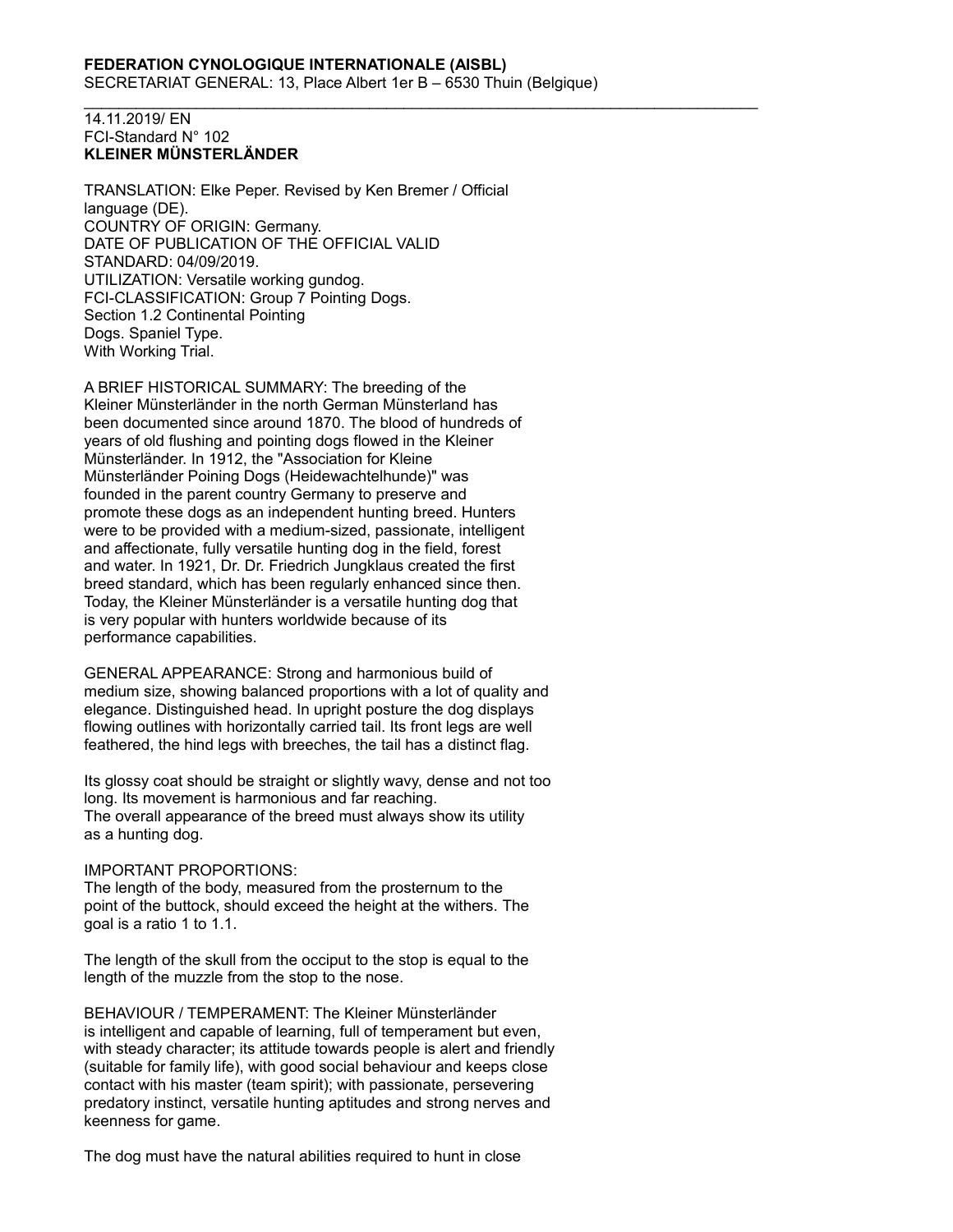**FEDERATION CYNOLOGIQUE INTERNATIONALE (AISBL)**
SECRETARIAT GENERAL: 13, Place Albert 1er B – 6530 Thuin (Belgique)

---

14.11.2019/ EN
FCI-Standard N° 102
**KLEINER MÜNSTERLÄNDER**

TRANSLATION: Elke Peper. Revised by Ken Bremer / Official language (DE).
COUNTRY OF ORIGIN: Germany.
DATE OF PUBLICATION OF THE OFFICIAL VALID STANDARD: 04/09/2019.
UTILIZATION: Versatile working gundog.
FCI-CLASSIFICATION: Group 7 Pointing Dogs.
Section 1.2 Continental Pointing Dogs. Spaniel Type.
With Working Trial.

A BRIEF HISTORICAL SUMMARY: The breeding of the Kleiner Münsterländer in the north German Münsterland has been documented since around 1870. The blood of hundreds of years of old flushing and pointing dogs flowed in the Kleiner Münsterländer. In 1912, the "Association for Kleine Münsterländer Poining Dogs (Heidewachtelhunde)" was founded in the parent country Germany to preserve and promote these dogs as an independent hunting breed. Hunters were to be provided with a medium-sized, passionate, intelligent and affectionate, fully versatile hunting dog in the field, forest and water. In 1921, Dr. Dr. Friedrich Jungklaus created the first breed standard, which has been regularly enhanced since then. Today, the Kleiner Münsterländer is a versatile hunting dog that is very popular with hunters worldwide because of its performance capabilities.

GENERAL APPEARANCE: Strong and harmonious build of medium size, showing balanced proportions with a lot of quality and elegance. Distinguished head. In upright posture the dog displays flowing outlines with horizontally carried tail. Its front legs are well feathered, the hind legs with breeches, the tail has a distinct flag.

Its glossy coat should be straight or slightly wavy, dense and not too long. Its movement is harmonious and far reaching.
The overall appearance of the breed must always show its utility as a hunting dog.

IMPORTANT PROPORTIONS:
The length of the body, measured from the prosternum to the point of the buttock, should exceed the height at the withers. The goal is a ratio 1 to 1.1.

The length of the skull from the occiput to the stop is equal to the length of the muzzle from the stop to the nose.

BEHAVIOUR / TEMPERAMENT: The Kleiner Münsterländer is intelligent and capable of learning, full of temperament but even, with steady character; its attitude towards people is alert and friendly (suitable for family life), with good social behaviour and keeps close contact with his master (team spirit); with passionate, persevering predatory instinct, versatile hunting aptitudes and strong nerves and keenness for game.

The dog must have the natural abilities required to hunt in close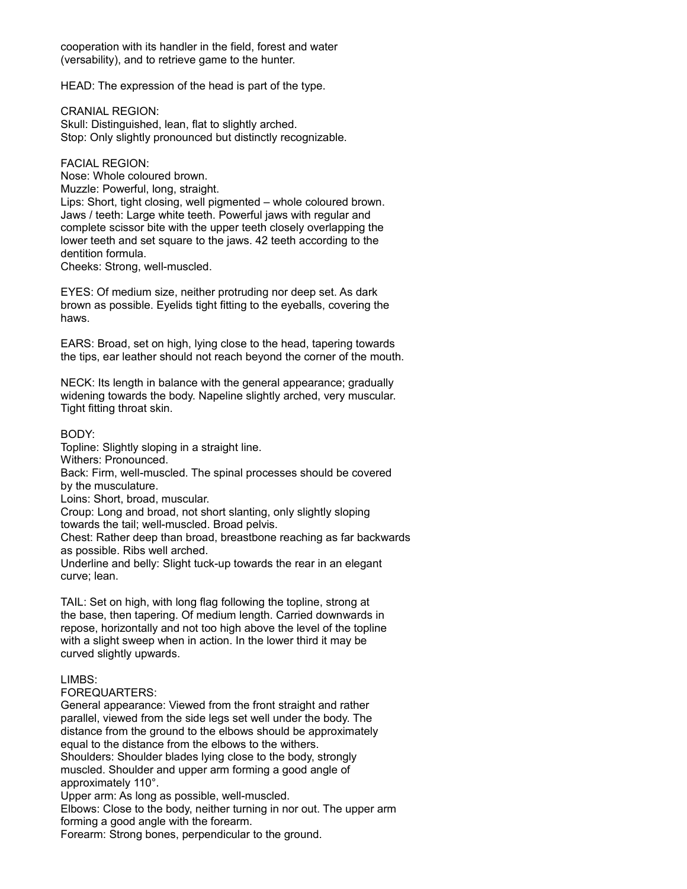cooperation with its handler in the field, forest and water (versability), and to retrieve game to the hunter.

HEAD: The expression of the head is part of the type.

CRANIAL REGION:
Skull: Distinguished, lean, flat to slightly arched.
Stop: Only slightly pronounced but distinctly recognizable.

FACIAL REGION:
Nose: Whole coloured brown.
Muzzle: Powerful, long, straight.
Lips: Short, tight closing, well pigmented – whole coloured brown.
Jaws / teeth: Large white teeth. Powerful jaws with regular and complete scissor bite with the upper teeth closely overlapping the lower teeth and set square to the jaws. 42 teeth according to the dentition formula.
Cheeks: Strong, well-muscled.

EYES: Of medium size, neither protruding nor deep set. As dark brown as possible. Eyelids tight fitting to the eyeballs, covering the haws.

EARS: Broad, set on high, lying close to the head, tapering towards the tips, ear leather should not reach beyond the corner of the mouth.

NECK: Its length in balance with the general appearance; gradually widening towards the body. Napeline slightly arched, very muscular. Tight fitting throat skin.

BODY:
Topline: Slightly sloping in a straight line.
Withers: Pronounced.
Back: Firm, well-muscled. The spinal processes should be covered by the musculature.
Loins: Short, broad, muscular.
Croup: Long and broad, not short slanting, only slightly sloping towards the tail; well-muscled. Broad pelvis.
Chest: Rather deep than broad, breastbone reaching as far backwards as possible. Ribs well arched.
Underline and belly: Slight tuck-up towards the rear in an elegant curve; lean.

TAIL: Set on high, with long flag following the topline, strong at the base, then tapering. Of medium length. Carried downwards in repose, horizontally and not too high above the level of the topline with a slight sweep when in action. In the lower third it may be curved slightly upwards.

LIMBS:
FOREQUARTERS:
General appearance: Viewed from the front straight and rather parallel, viewed from the side legs set well under the body. The distance from the ground to the elbows should be approximately equal to the distance from the elbows to the withers.
Shoulders: Shoulder blades lying close to the body, strongly muscled. Shoulder and upper arm forming a good angle of approximately 110°.
Upper arm: As long as possible, well-muscled.
Elbows: Close to the body, neither turning in nor out. The upper arm forming a good angle with the forearm.
Forearm: Strong bones, perpendicular to the ground.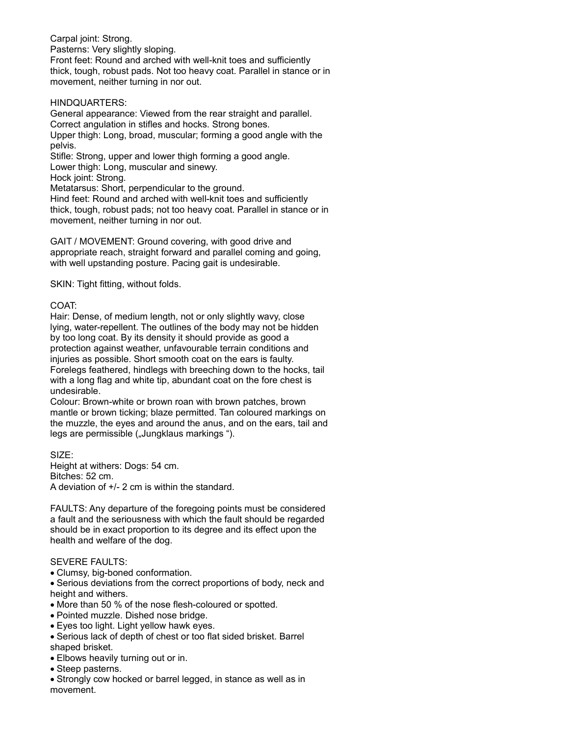Carpal joint: Strong.
Pasterns: Very slightly sloping.
Front feet: Round and arched with well-knit toes and sufficiently thick, tough, robust pads. Not too heavy coat. Parallel in stance or in movement, neither turning in nor out.

HINDQUARTERS:
General appearance: Viewed from the rear straight and parallel. Correct angulation in stifles and hocks. Strong bones.
Upper thigh: Long, broad, muscular; forming a good angle with the pelvis.
Stifle: Strong, upper and lower thigh forming a good angle.
Lower thigh: Long, muscular and sinewy.
Hock joint: Strong.
Metatarsus: Short, perpendicular to the ground.
Hind feet: Round and arched with well-knit toes and sufficiently thick, tough, robust pads; not too heavy coat. Parallel in stance or in movement, neither turning in nor out.

GAIT / MOVEMENT: Ground covering, with good drive and appropriate reach, straight forward and parallel coming and going, with well upstanding posture. Pacing gait is undesirable.

SKIN: Tight fitting, without folds.

COAT:
Hair: Dense, of medium length, not or only slightly wavy, close lying, water-repellent. The outlines of the body may not be hidden by too long coat. By its density it should provide as good a protection against weather, unfavourable terrain conditions and injuries as possible. Short smooth coat on the ears is faulty. Forelegs feathered, hindlegs with breeching down to the hocks, tail with a long flag and white tip, abundant coat on the fore chest is undesirable.
Colour: Brown-white or brown roan with brown patches, brown mantle or brown ticking; blaze permitted. Tan coloured markings on the muzzle, the eyes and around the anus, and on the ears, tail and legs are permissible („Jungklaus markings “).

SIZE:
Height at withers: Dogs: 54 cm.
Bitches: 52 cm.
A deviation of +/- 2 cm is within the standard.

FAULTS: Any departure of the foregoing points must be considered a fault and the seriousness with which the fault should be regarded should be in exact proportion to its degree and its effect upon the health and welfare of the dog.

SEVERE FAULTS:

- Clumsy, big-boned conformation.
- Serious deviations from the correct proportions of body, neck and height and withers.
- More than 50 % of the nose flesh-coloured or spotted.
- Pointed muzzle. Dished nose bridge.
- Eyes too light. Light yellow hawk eyes.
- Serious lack of depth of chest or too flat sided brisket. Barrel shaped brisket.
- Elbows heavily turning out or in.
- Steep pasterns.
- Strongly cow hocked or barrel legged, in stance as well as in movement.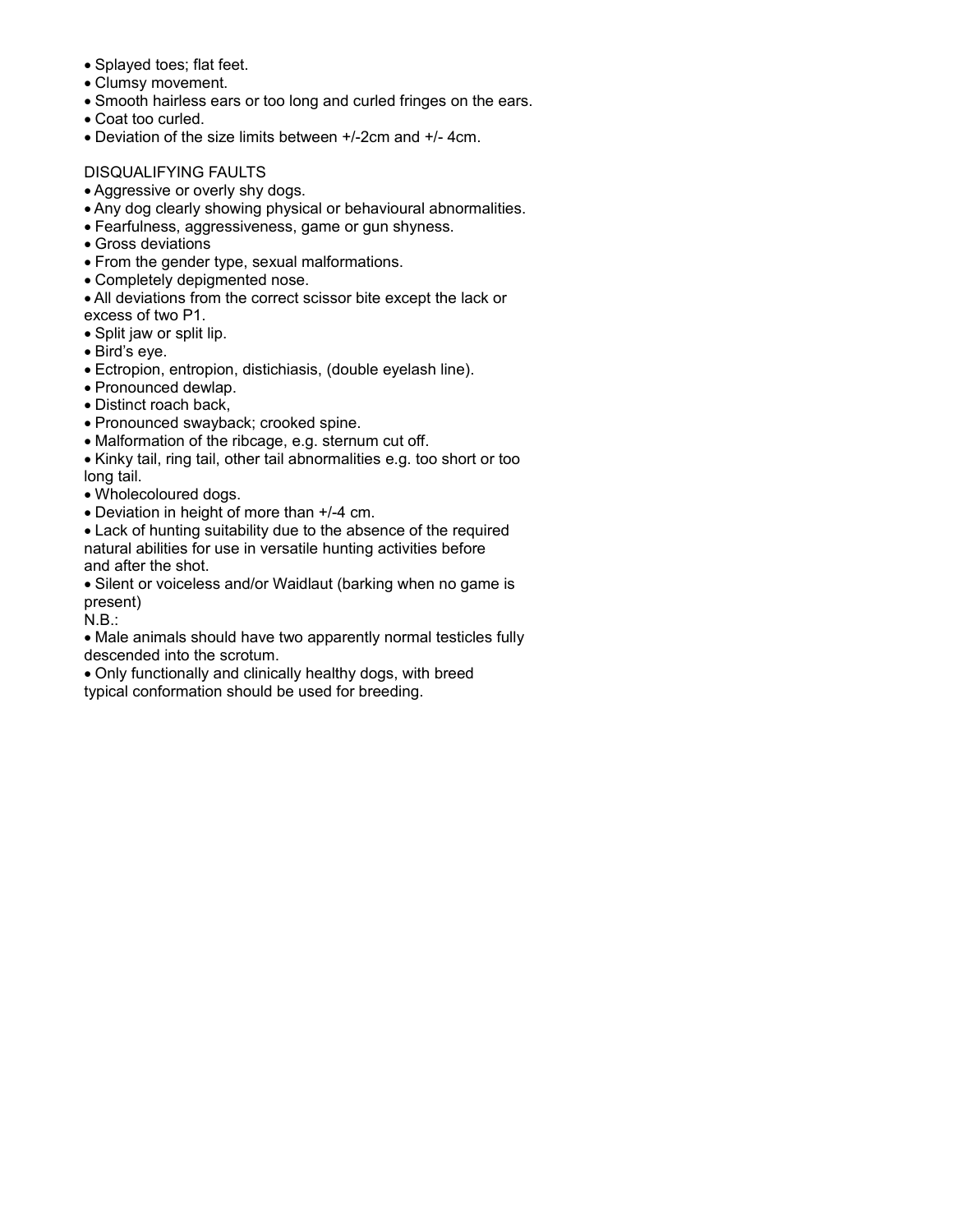- Splayed toes; flat feet.
- Clumsy movement.
- Smooth hairless ears or too long and curled fringes on the ears.
- Coat too curled.
- Deviation of the size limits between +/-2cm and +/- 4cm.

DISQUALIFYING FAULTS

- Aggressive or overly shy dogs.
- Any dog clearly showing physical or behavioural abnormalities.
- Fearfulness, aggressiveness, game or gun shyness.
- Gross deviations
- From the gender type, sexual malformations.
- Completely depigmented nose.
- All deviations from the correct scissor bite except the lack or excess of two P1.
- Split jaw or split lip.
- Bird's eye.
- Ectropion, entropion, distichiasis, (double eyelash line).
- Pronounced dewlap.
- Distinct roach back,
- Pronounced swayback; crooked spine.
- Malformation of the ribcage, e.g. sternum cut off.
- Kinky tail, ring tail, other tail abnormalities e.g. too short or too long tail.
- Wholecoloured dogs.
- Deviation in height of more than +/-4 cm.
- Lack of hunting suitability due to the absence of the required natural abilities for use in versatile hunting activities before and after the shot.
- Silent or voiceless and/or Waidlaut (barking when no game is present)

N.B.:

- Male animals should have two apparently normal testicles fully descended into the scrotum.
- Only functionally and clinically healthy dogs, with breed typical conformation should be used for breeding.